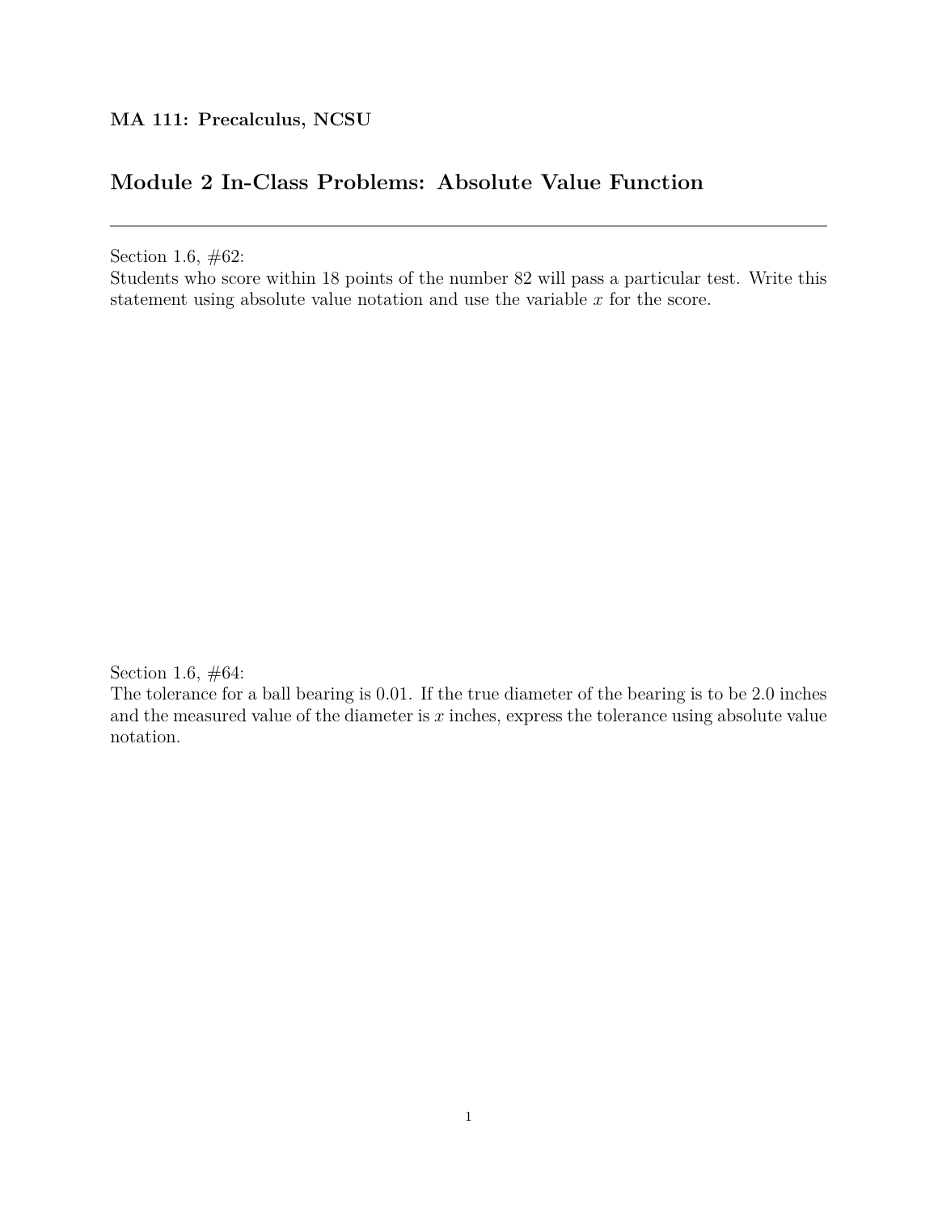**MA 111: Precalculus, NCSU**

## Module 2 In-Class Problems: Absolute Value Function

---

Section 1.6, #62:
Students who score within 18 points of the number 82 will pass a particular test. Write this statement using absolute value notation and use the variable $x$ for the score.

Section 1.6, #64:
The tolerance for a ball bearing is 0.01. If the true diameter of the bearing is to be 2.0 inches and the measured value of the diameter is $x$ inches, express the tolerance using absolute value notation.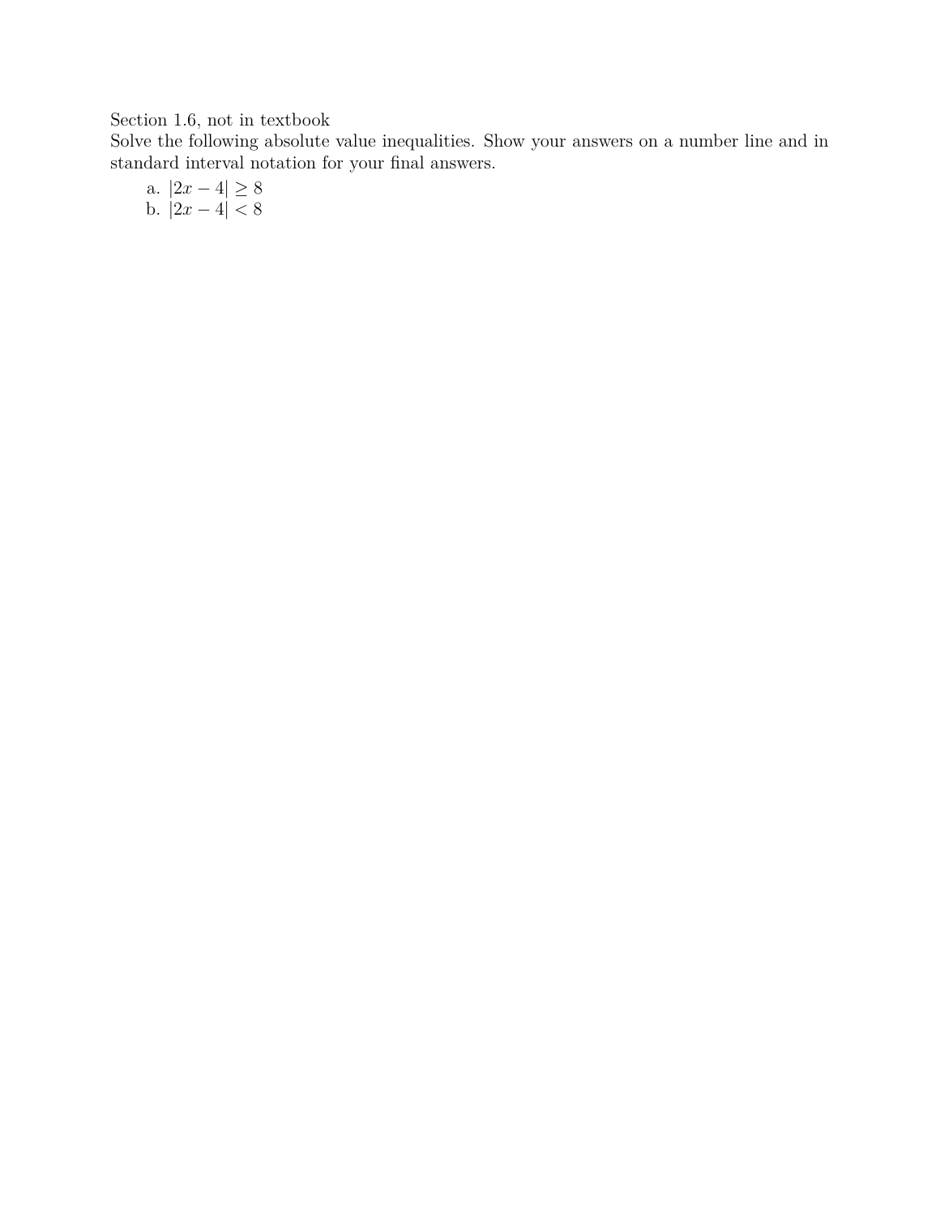Section 1.6, not in textbook

Solve the following absolute value inequalities. Show your answers on a number line and in standard interval notation for your final answers.

a. $|2x - 4| \geq 8$

b. $|2x - 4| < 8$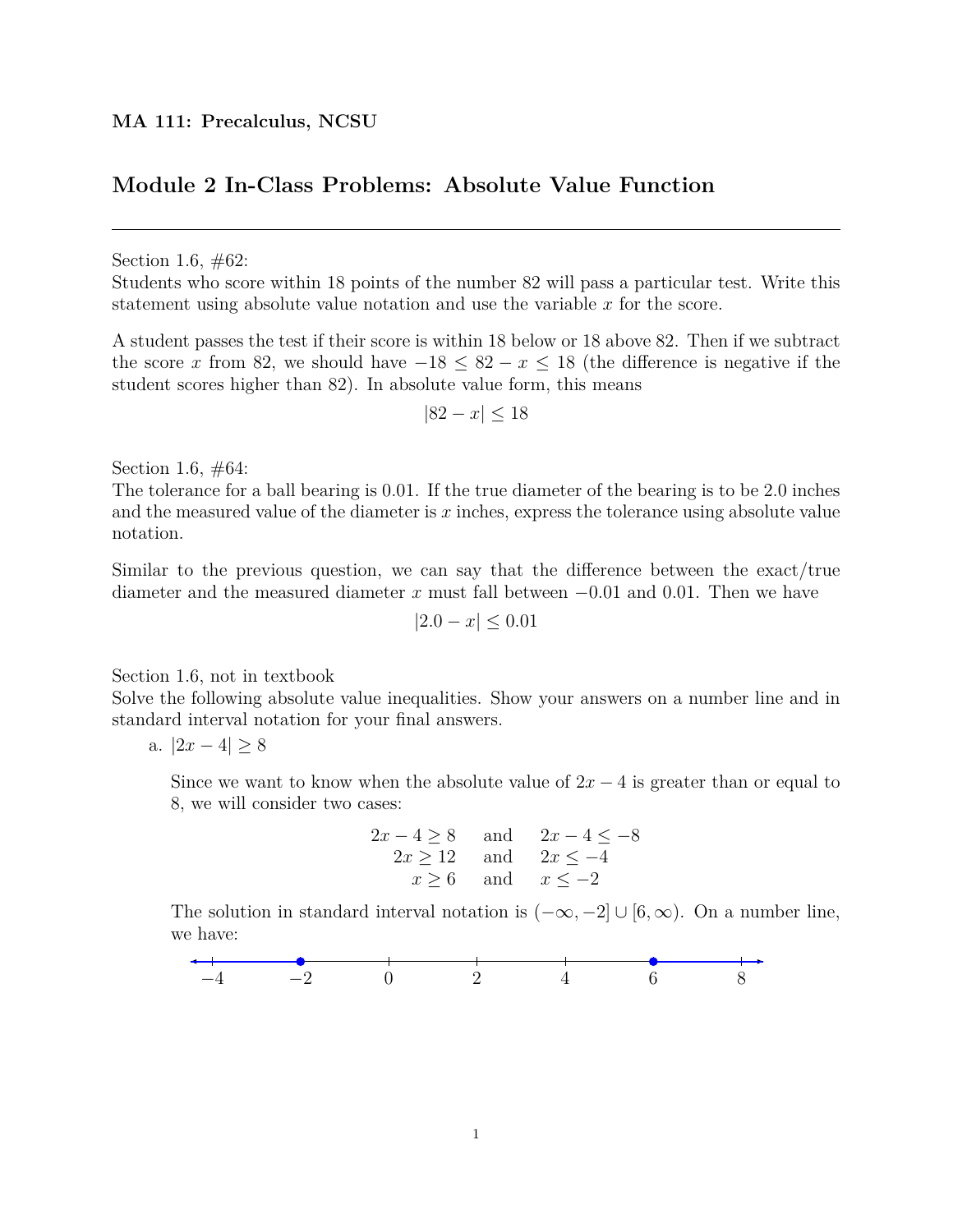**MA 111: Precalculus, NCSU**

# Module 2 In-Class Problems: Absolute Value Function

---

Section 1.6, #62:
Students who score within 18 points of the number 82 will pass a particular test. Write this statement using absolute value notation and use the variable $x$ for the score.

A student passes the test if their score is within 18 below or 18 above 82. Then if we subtract the score $x$ from 82, we should have $-18 \leq 82 - x \leq 18$ (the difference is negative if the student scores higher than 82). In absolute value form, this means

$$|82 - x| \leq 18$$

Section 1.6, #64:
The tolerance for a ball bearing is 0.01. If the true diameter of the bearing is to be 2.0 inches and the measured value of the diameter is $x$ inches, express the tolerance using absolute value notation.

Similar to the previous question, we can say that the difference between the exact/true diameter and the measured diameter $x$ must fall between $-0.01$ and 0.01. Then we have

$$|2.0 - x| \leq 0.01$$

Section 1.6, not in textbook
Solve the following absolute value inequalities. Show your answers on a number line and in standard interval notation for your final answers.

a. $|2x - 4| \geq 8$

Since we want to know when the absolute value of $2x - 4$ is greater than or equal to 8, we will consider two cases:

$$\begin{aligned} 2x - 4 \geq 8 \quad &\text{and} \quad 2x - 4 \leq -8 \\ 2x \geq 12 \quad &\text{and} \quad 2x \leq -4 \\ x \geq 6 \quad &\text{and} \quad x \leq -2 \end{aligned}$$

The solution in standard interval notation is $(-\infty, -2] \cup [6, \infty)$. On a number line, we have: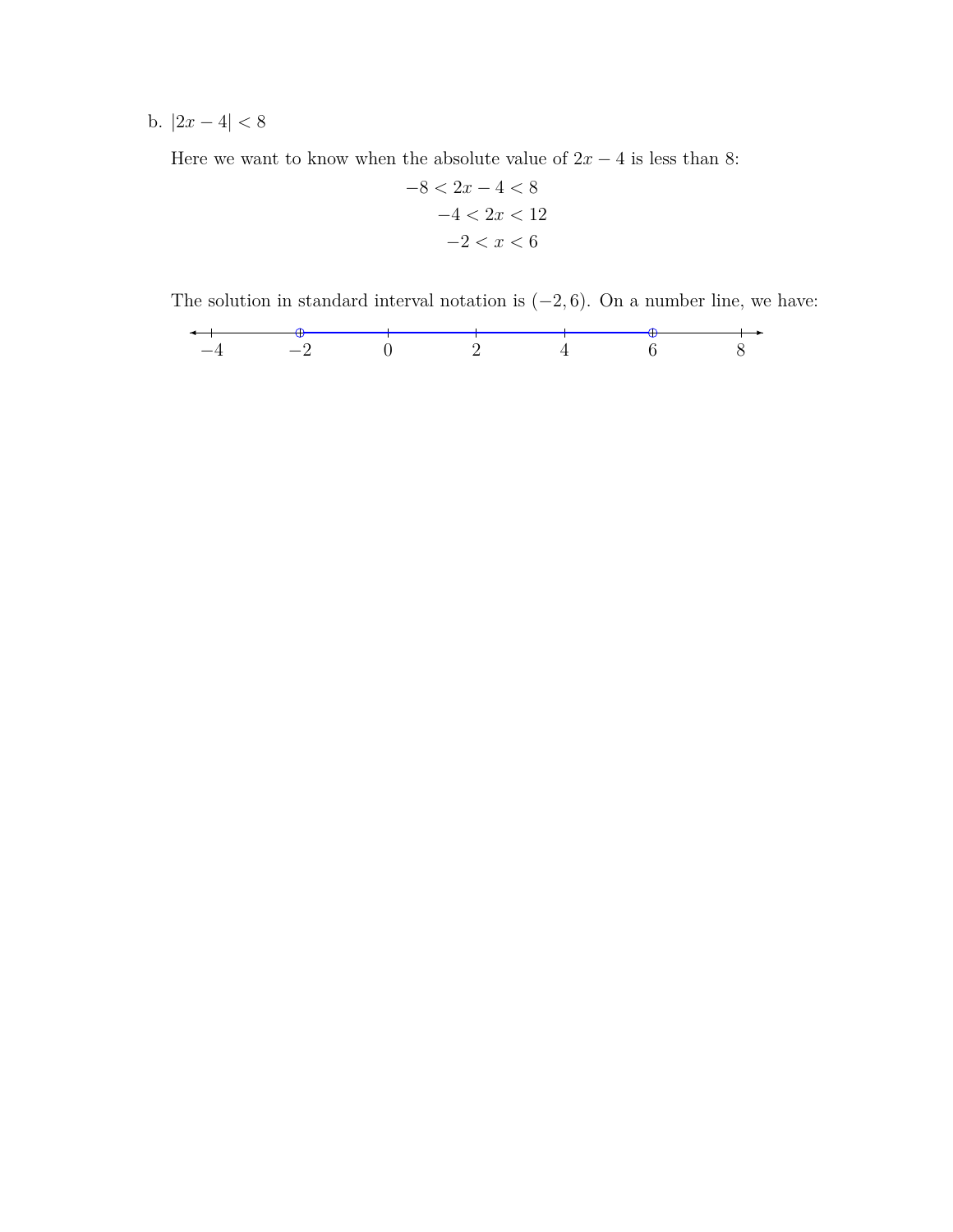b. $|2x - 4| < 8$

Here we want to know when the absolute value of $2x - 4$ is less than 8:

$$-8 < 2x - 4 < 8$$
$$-4 < 2x < 12$$
$$-2 < x < 6$$

The solution in standard interval notation is $(-2, 6)$. On a number line, we have:

$-4 \quad -2 \quad 0 \quad 2 \quad 4 \quad 6 \quad 8$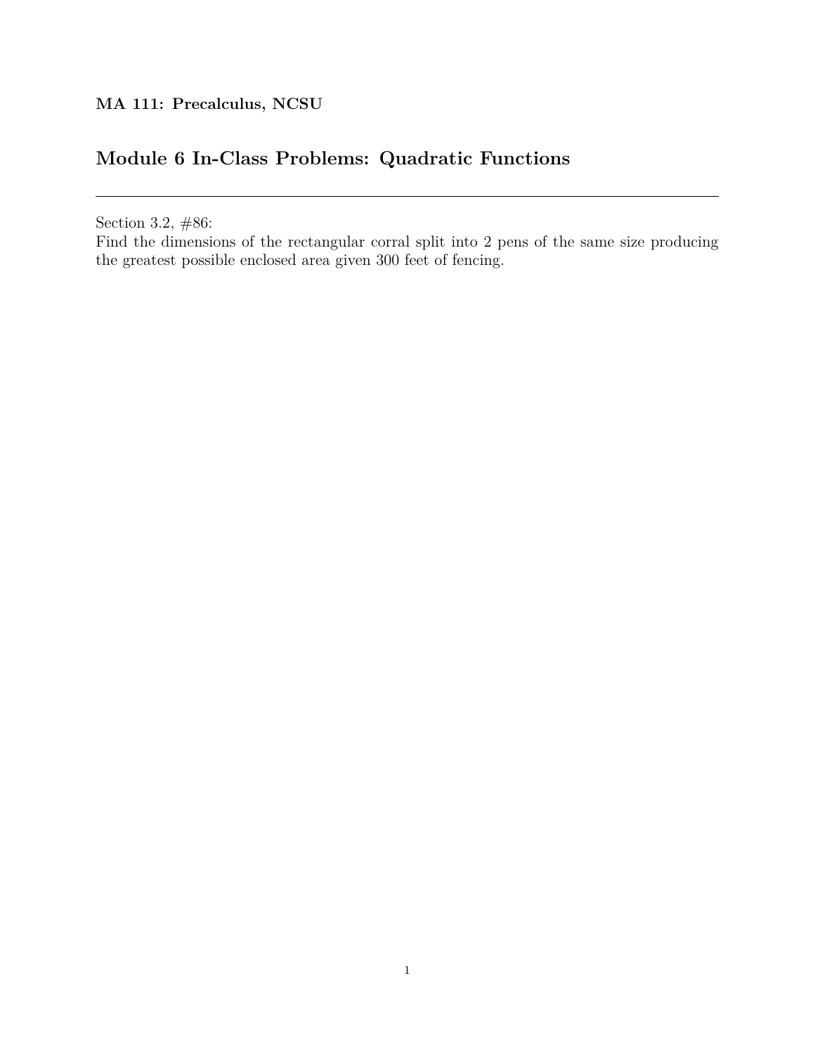**MA 111: Precalculus, NCSU**

## Module 6 In-Class Problems: Quadratic Functions

---

Section 3.2, #86:
Find the dimensions of the rectangular corral split into 2 pens of the same size producing the greatest possible enclosed area given 300 feet of fencing.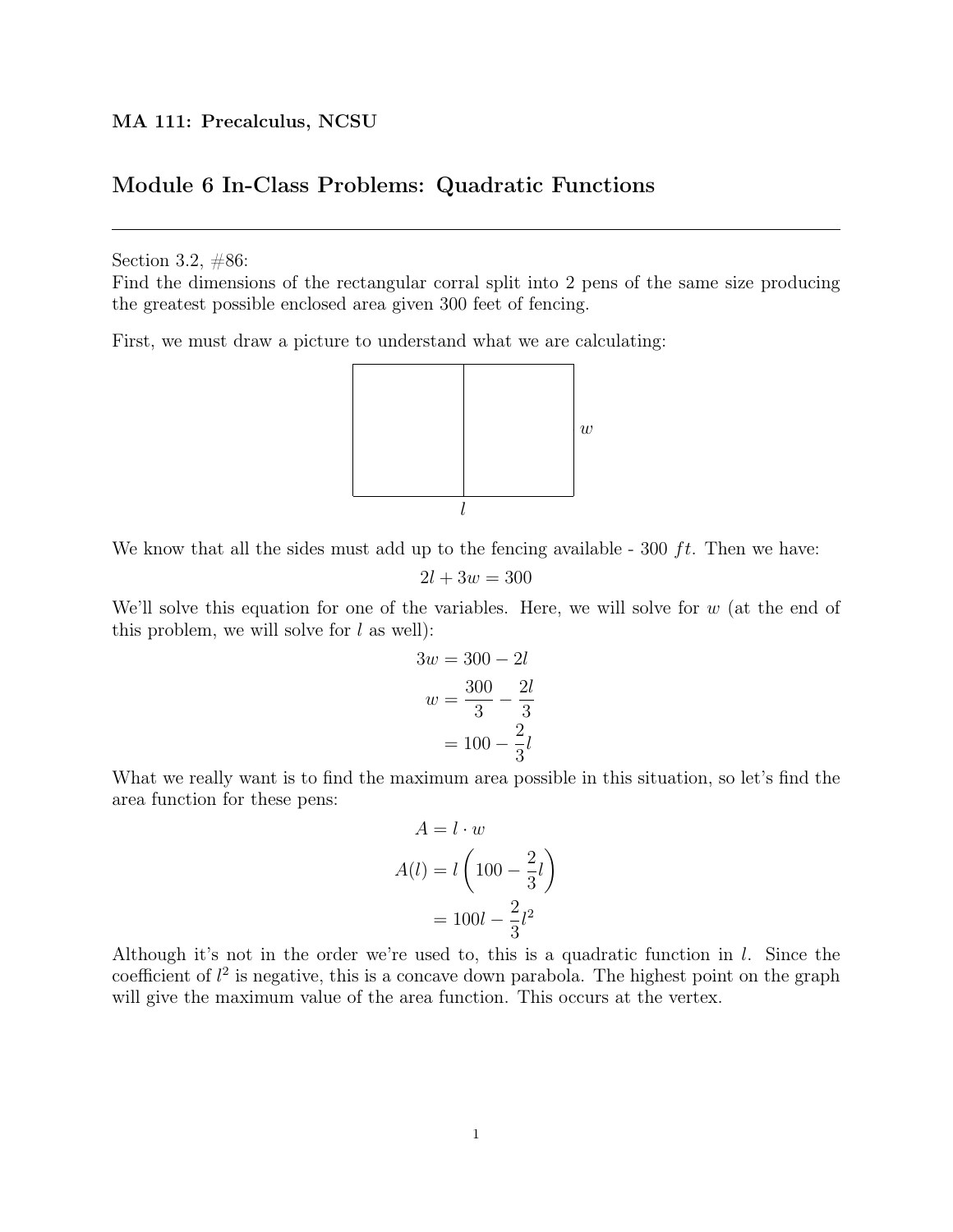**MA 111: Precalculus, NCSU**

# Module 6 In-Class Problems: Quadratic Functions

---

Section 3.2, #86:
Find the dimensions of the rectangular corral split into 2 pens of the same size producing the greatest possible enclosed area given 300 feet of fencing.

First, we must draw a picture to understand what we are calculating:

We know that all the sides must add up to the fencing available - 300 $ft$. Then we have:

$$2l + 3w = 300$$

We'll solve this equation for one of the variables. Here, we will solve for $w$ (at the end of this problem, we will solve for $l$ as well):

$$3w = 300 - 2l$$
$$w = \frac{300}{3} - \frac{2l}{3}$$
$$= 100 - \frac{2}{3}l$$

What we really want is to find the maximum area possible in this situation, so let's find the area function for these pens:

$$A = l \cdot w$$
$$A(l) = l\left(100 - \frac{2}{3}l\right)$$
$$= 100l - \frac{2}{3}l^2$$

Although it's not in the order we're used to, this is a quadratic function in $l$. Since the coefficient of $l^2$ is negative, this is a concave down parabola. The highest point on the graph will give the maximum value of the area function. This occurs at the vertex.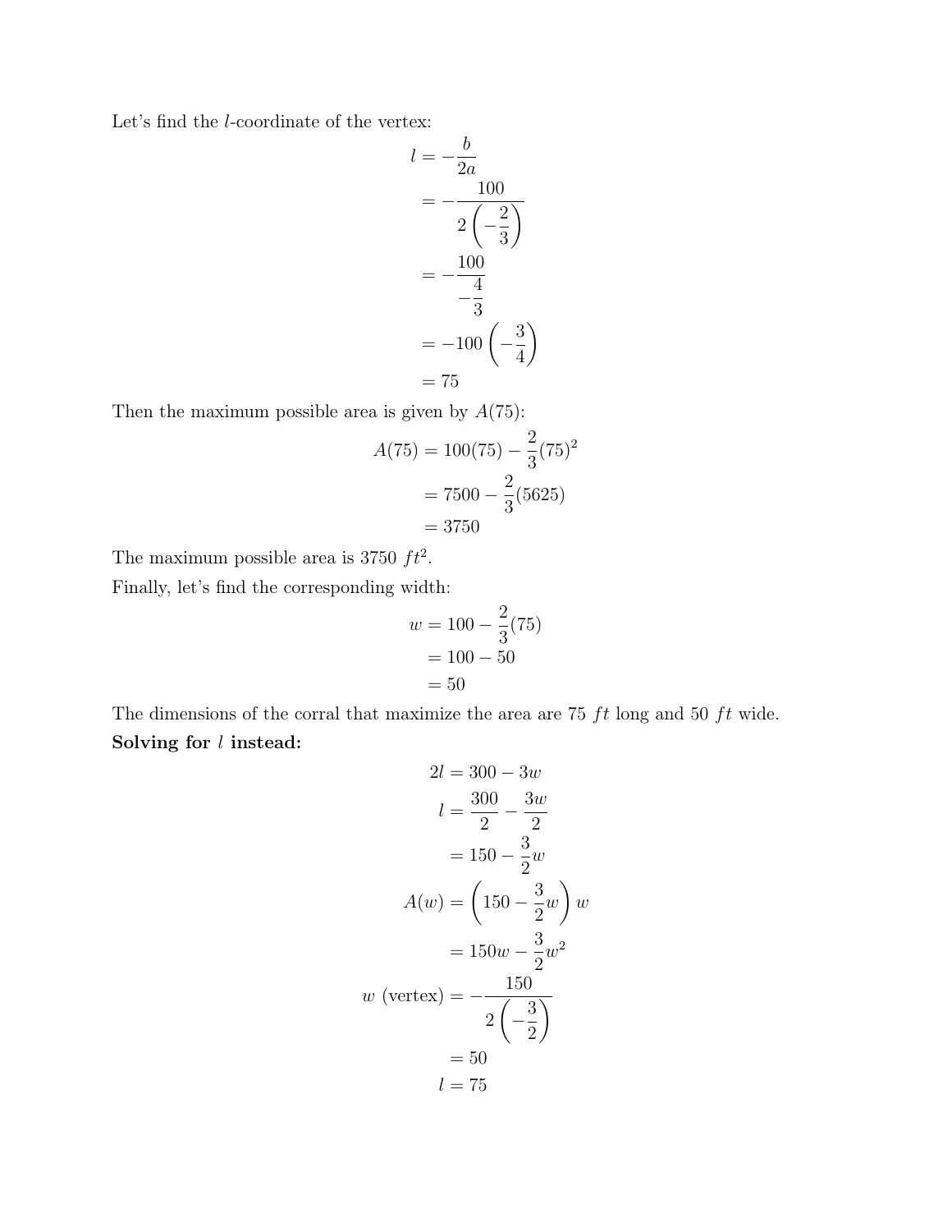Let's find the $l$-coordinate of the vertex:

$$
\begin{aligned}
l &= -\frac{b}{2a} \\
&= -\frac{100}{2\left(-\frac{2}{3}\right)} \\
&= -\frac{100}{-\frac{4}{3}} \\
&= -100\left(-\frac{3}{4}\right) \\
&= 75
\end{aligned}
$$

Then the maximum possible area is given by $A(75)$:

$$
\begin{aligned}
A(75) &= 100(75) - \frac{2}{3}(75)^2 \\
&= 7500 - \frac{2}{3}(5625) \\
&= 3750
\end{aligned}
$$

The maximum possible area is 3750 $ft^2$.

Finally, let's find the corresponding width:

$$
\begin{aligned}
w &= 100 - \frac{2}{3}(75) \\
&= 100 - 50 \\
&= 50
\end{aligned}
$$

The dimensions of the corral that maximize the area are 75 $ft$ long and 50 $ft$ wide.

**Solving for $l$ instead:**

$$
\begin{aligned}
2l &= 300 - 3w \\
l &= \frac{300}{2} - \frac{3w}{2} \\
&= 150 - \frac{3}{2}w \\
A(w) &= \left(150 - \frac{3}{2}w\right)w \\
&= 150w - \frac{3}{2}w^2 \\
w \text{ (vertex)} &= -\frac{150}{2\left(-\frac{3}{2}\right)} \\
&= 50 \\
l &= 75
\end{aligned}
$$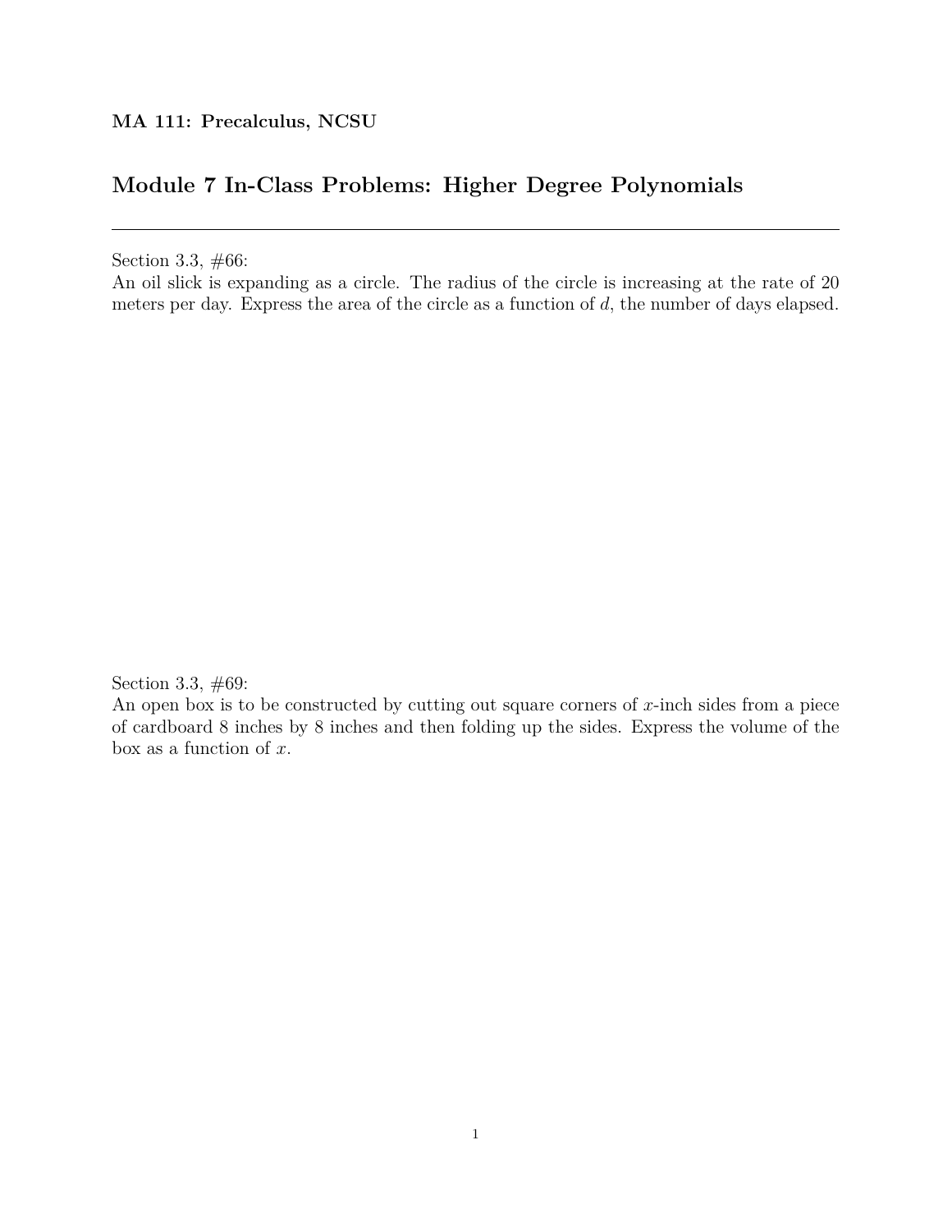**MA 111: Precalculus, NCSU**

## Module 7 In-Class Problems: Higher Degree Polynomials

---

Section 3.3, #66:
An oil slick is expanding as a circle. The radius of the circle is increasing at the rate of 20 meters per day. Express the area of the circle as a function of $d$, the number of days elapsed.

Section 3.3, #69:
An open box is to be constructed by cutting out square corners of $x$-inch sides from a piece of cardboard 8 inches by 8 inches and then folding up the sides. Express the volume of the box as a function of $x$.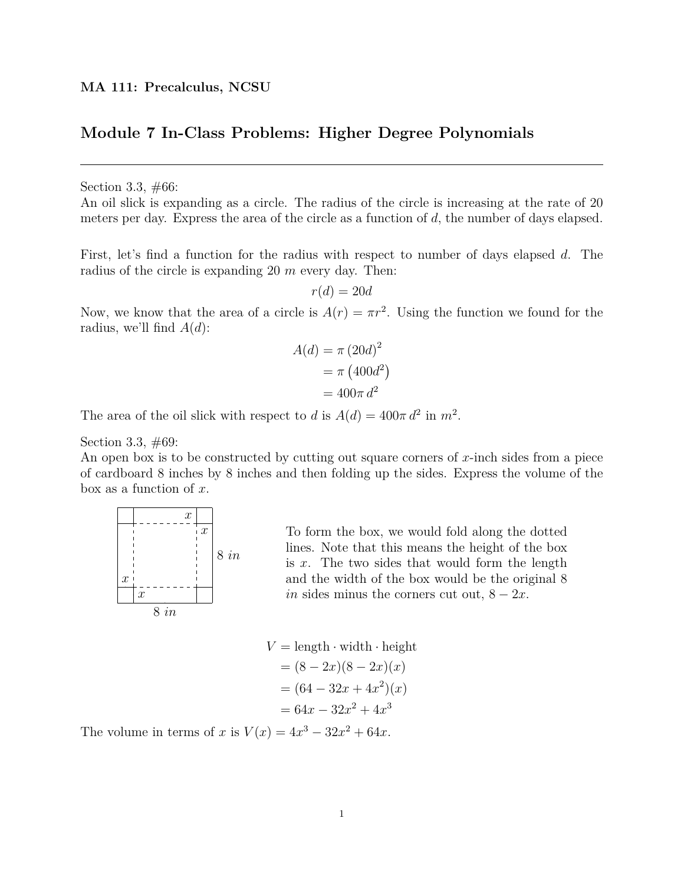**MA 111: Precalculus, NCSU**

# Module 7 In-Class Problems: Higher Degree Polynomials

---

Section 3.3, #66:
An oil slick is expanding as a circle. The radius of the circle is increasing at the rate of 20 meters per day. Express the area of the circle as a function of $d$, the number of days elapsed.

First, let's find a function for the radius with respect to number of days elapsed $d$. The radius of the circle is expanding 20 $m$ every day. Then:

$$r(d) = 20d$$

Now, we know that the area of a circle is $A(r) = \pi r^2$. Using the function we found for the radius, we'll find $A(d)$:

$$\begin{aligned} A(d) &= \pi \left(20d\right)^2 \\ &= \pi \left(400d^2\right) \\ &= 400\pi\, d^2 \end{aligned}$$

The area of the oil slick with respect to $d$ is $A(d) = 400\pi\, d^2$ in $m^2$.

Section 3.3, #69:
An open box is to be constructed by cutting out square corners of $x$-inch sides from a piece of cardboard 8 inches by 8 inches and then folding up the sides. Express the volume of the box as a function of $x$.

x
x
8 *in*
x
x
8 *in*

To form the box, we would fold along the dotted lines. Note that this means the height of the box is $x$. The two sides that would form the length and the width of the box would be the original 8 *in* sides minus the corners cut out, $8 - 2x$.

$$\begin{aligned} V &= \text{length} \cdot \text{width} \cdot \text{height} \\ &= (8 - 2x)(8 - 2x)(x) \\ &= (64 - 32x + 4x^2)(x) \\ &= 64x - 32x^2 + 4x^3 \end{aligned}$$

The volume in terms of $x$ is $V(x) = 4x^3 - 32x^2 + 64x$.